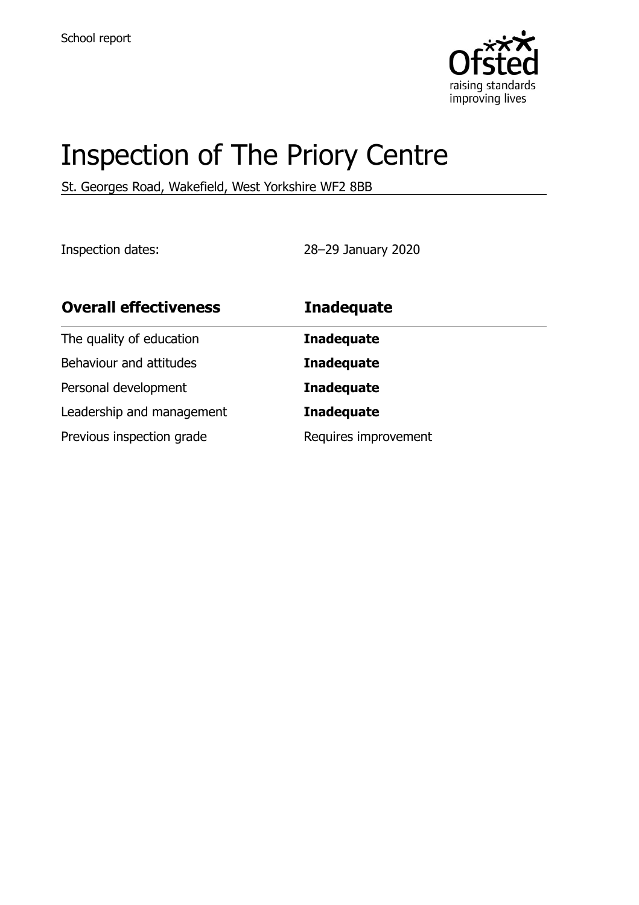School report

# Inspection of The Priory Centre

St. Georges Road, Wakefield, West Yorkshire WF2 8BB

Inspection dates: 28–29 January 2020

| **Overall effectiveness** | **Inadequate** |
| --- | --- |
| The quality of education | **Inadequate** |
| Behaviour and attitudes | **Inadequate** |
| Personal development | **Inadequate** |
| Leadership and management | **Inadequate** |
| Previous inspection grade | Requires improvement |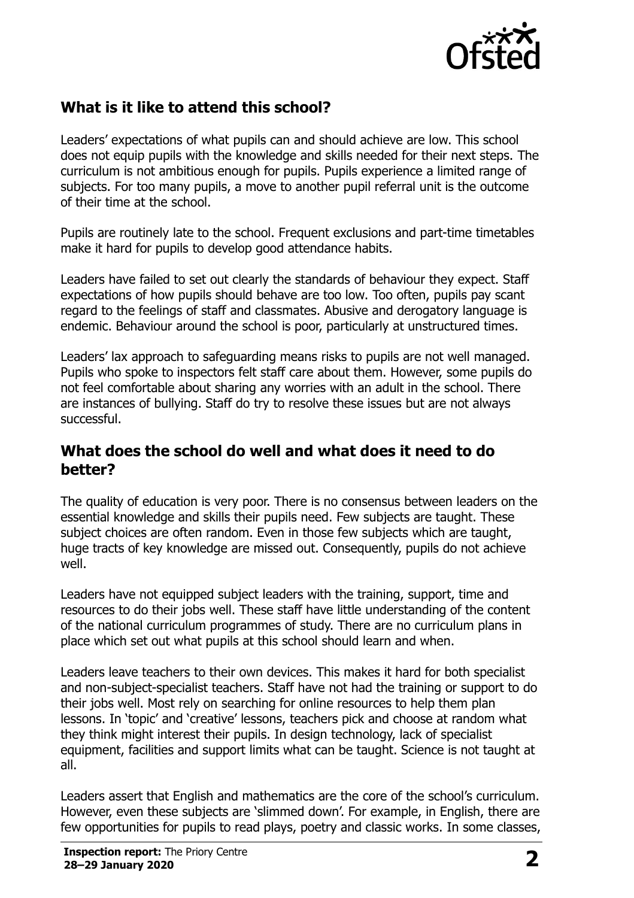## What is it like to attend this school?

Leaders' expectations of what pupils can and should achieve are low. This school does not equip pupils with the knowledge and skills needed for their next steps. The curriculum is not ambitious enough for pupils. Pupils experience a limited range of subjects. For too many pupils, a move to another pupil referral unit is the outcome of their time at the school.

Pupils are routinely late to the school. Frequent exclusions and part-time timetables make it hard for pupils to develop good attendance habits.

Leaders have failed to set out clearly the standards of behaviour they expect. Staff expectations of how pupils should behave are too low. Too often, pupils pay scant regard to the feelings of staff and classmates. Abusive and derogatory language is endemic. Behaviour around the school is poor, particularly at unstructured times.

Leaders' lax approach to safeguarding means risks to pupils are not well managed. Pupils who spoke to inspectors felt staff care about them. However, some pupils do not feel comfortable about sharing any worries with an adult in the school. There are instances of bullying. Staff do try to resolve these issues but are not always successful.

## What does the school do well and what does it need to do better?

The quality of education is very poor. There is no consensus between leaders on the essential knowledge and skills their pupils need. Few subjects are taught. These subject choices are often random. Even in those few subjects which are taught, huge tracts of key knowledge are missed out. Consequently, pupils do not achieve well.

Leaders have not equipped subject leaders with the training, support, time and resources to do their jobs well. These staff have little understanding of the content of the national curriculum programmes of study. There are no curriculum plans in place which set out what pupils at this school should learn and when.

Leaders leave teachers to their own devices. This makes it hard for both specialist and non-subject-specialist teachers. Staff have not had the training or support to do their jobs well. Most rely on searching for online resources to help them plan lessons. In 'topic' and 'creative' lessons, teachers pick and choose at random what they think might interest their pupils. In design technology, lack of specialist equipment, facilities and support limits what can be taught. Science is not taught at all.

Leaders assert that English and mathematics are the core of the school's curriculum. However, even these subjects are 'slimmed down'. For example, in English, there are few opportunities for pupils to read plays, poetry and classic works. In some classes,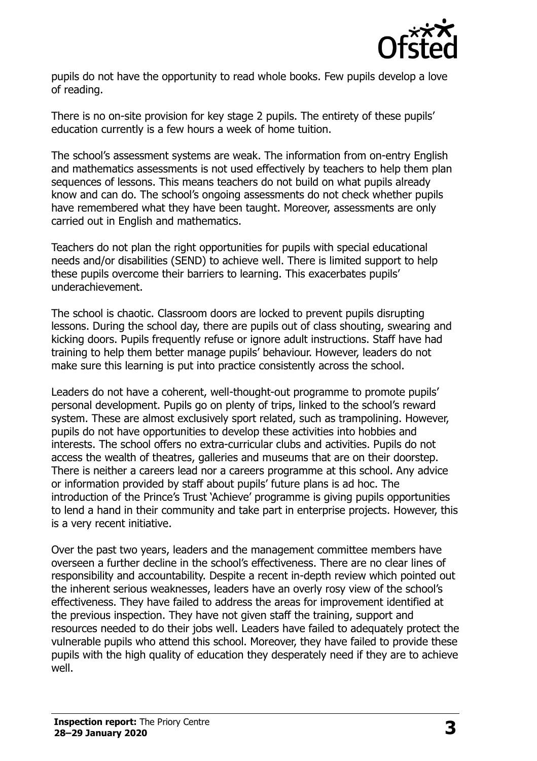pupils do not have the opportunity to read whole books. Few pupils develop a love of reading.

There is no on-site provision for key stage 2 pupils. The entirety of these pupils' education currently is a few hours a week of home tuition.

The school's assessment systems are weak. The information from on-entry English and mathematics assessments is not used effectively by teachers to help them plan sequences of lessons. This means teachers do not build on what pupils already know and can do. The school's ongoing assessments do not check whether pupils have remembered what they have been taught. Moreover, assessments are only carried out in English and mathematics.

Teachers do not plan the right opportunities for pupils with special educational needs and/or disabilities (SEND) to achieve well. There is limited support to help these pupils overcome their barriers to learning. This exacerbates pupils' underachievement.

The school is chaotic. Classroom doors are locked to prevent pupils disrupting lessons. During the school day, there are pupils out of class shouting, swearing and kicking doors. Pupils frequently refuse or ignore adult instructions. Staff have had training to help them better manage pupils' behaviour. However, leaders do not make sure this learning is put into practice consistently across the school.

Leaders do not have a coherent, well-thought-out programme to promote pupils' personal development. Pupils go on plenty of trips, linked to the school's reward system. These are almost exclusively sport related, such as trampolining. However, pupils do not have opportunities to develop these activities into hobbies and interests. The school offers no extra-curricular clubs and activities. Pupils do not access the wealth of theatres, galleries and museums that are on their doorstep. There is neither a careers lead nor a careers programme at this school. Any advice or information provided by staff about pupils' future plans is ad hoc. The introduction of the Prince's Trust 'Achieve' programme is giving pupils opportunities to lend a hand in their community and take part in enterprise projects. However, this is a very recent initiative.

Over the past two years, leaders and the management committee members have overseen a further decline in the school's effectiveness. There are no clear lines of responsibility and accountability. Despite a recent in-depth review which pointed out the inherent serious weaknesses, leaders have an overly rosy view of the school's effectiveness. They have failed to address the areas for improvement identified at the previous inspection. They have not given staff the training, support and resources needed to do their jobs well. Leaders have failed to adequately protect the vulnerable pupils who attend this school. Moreover, they have failed to provide these pupils with the high quality of education they desperately need if they are to achieve well.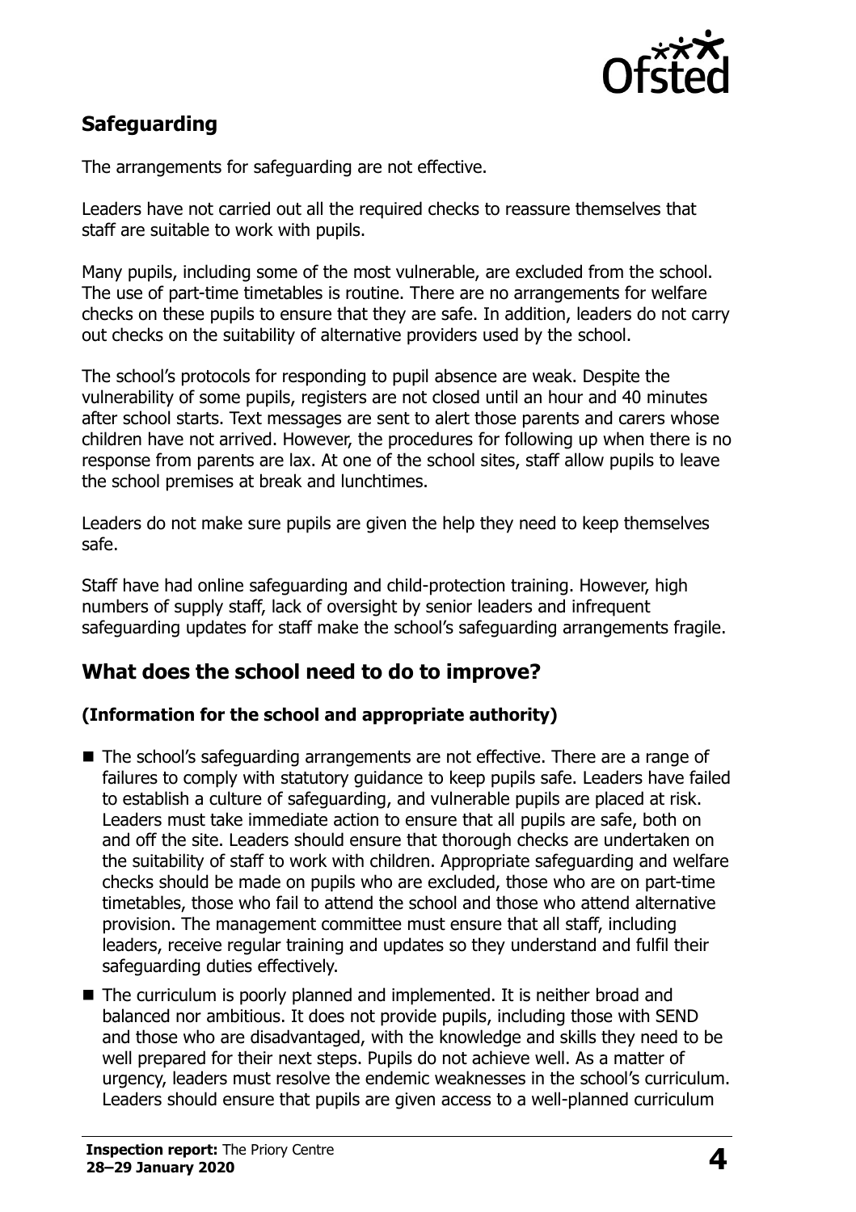## Safeguarding

The arrangements for safeguarding are not effective.

Leaders have not carried out all the required checks to reassure themselves that staff are suitable to work with pupils.

Many pupils, including some of the most vulnerable, are excluded from the school. The use of part-time timetables is routine. There are no arrangements for welfare checks on these pupils to ensure that they are safe. In addition, leaders do not carry out checks on the suitability of alternative providers used by the school.

The school's protocols for responding to pupil absence are weak. Despite the vulnerability of some pupils, registers are not closed until an hour and 40 minutes after school starts. Text messages are sent to alert those parents and carers whose children have not arrived. However, the procedures for following up when there is no response from parents are lax. At one of the school sites, staff allow pupils to leave the school premises at break and lunchtimes.

Leaders do not make sure pupils are given the help they need to keep themselves safe.

Staff have had online safeguarding and child-protection training. However, high numbers of supply staff, lack of oversight by senior leaders and infrequent safeguarding updates for staff make the school's safeguarding arrangements fragile.

## What does the school need to do to improve?

### (Information for the school and appropriate authority)

- The school's safeguarding arrangements are not effective. There are a range of failures to comply with statutory guidance to keep pupils safe. Leaders have failed to establish a culture of safeguarding, and vulnerable pupils are placed at risk. Leaders must take immediate action to ensure that all pupils are safe, both on and off the site. Leaders should ensure that thorough checks are undertaken on the suitability of staff to work with children. Appropriate safeguarding and welfare checks should be made on pupils who are excluded, those who are on part-time timetables, those who fail to attend the school and those who attend alternative provision. The management committee must ensure that all staff, including leaders, receive regular training and updates so they understand and fulfil their safeguarding duties effectively.
- The curriculum is poorly planned and implemented. It is neither broad and balanced nor ambitious. It does not provide pupils, including those with SEND and those who are disadvantaged, with the knowledge and skills they need to be well prepared for their next steps. Pupils do not achieve well. As a matter of urgency, leaders must resolve the endemic weaknesses in the school's curriculum. Leaders should ensure that pupils are given access to a well-planned curriculum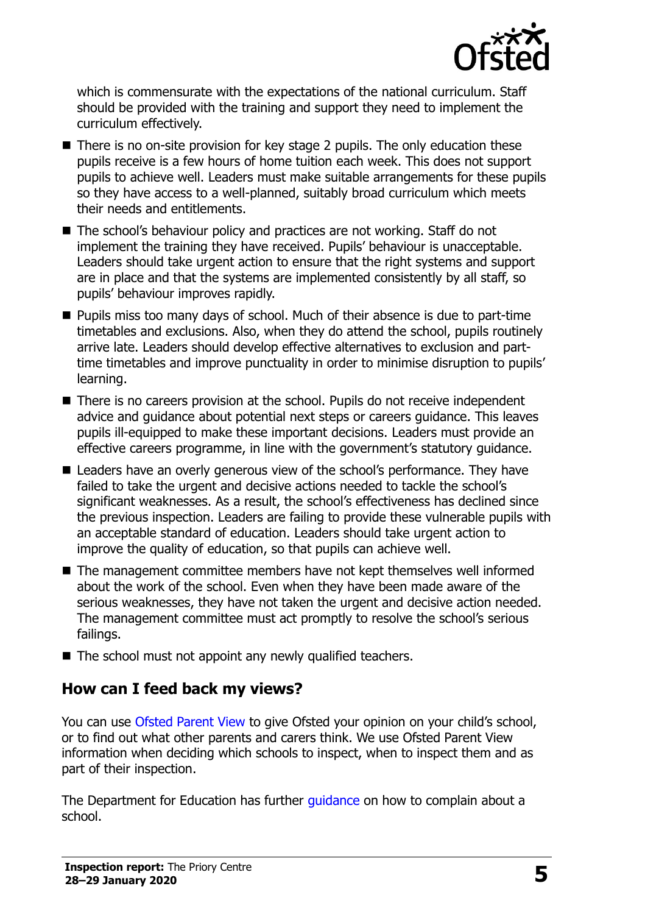which is commensurate with the expectations of the national curriculum. Staff should be provided with the training and support they need to implement the curriculum effectively.

- There is no on-site provision for key stage 2 pupils. The only education these pupils receive is a few hours of home tuition each week. This does not support pupils to achieve well. Leaders must make suitable arrangements for these pupils so they have access to a well-planned, suitably broad curriculum which meets their needs and entitlements.
- The school's behaviour policy and practices are not working. Staff do not implement the training they have received. Pupils' behaviour is unacceptable. Leaders should take urgent action to ensure that the right systems and support are in place and that the systems are implemented consistently by all staff, so pupils' behaviour improves rapidly.
- Pupils miss too many days of school. Much of their absence is due to part-time timetables and exclusions. Also, when they do attend the school, pupils routinely arrive late. Leaders should develop effective alternatives to exclusion and part-time timetables and improve punctuality in order to minimise disruption to pupils' learning.
- There is no careers provision at the school. Pupils do not receive independent advice and guidance about potential next steps or careers guidance. This leaves pupils ill-equipped to make these important decisions. Leaders must provide an effective careers programme, in line with the government's statutory guidance.
- Leaders have an overly generous view of the school's performance. They have failed to take the urgent and decisive actions needed to tackle the school's significant weaknesses. As a result, the school's effectiveness has declined since the previous inspection. Leaders are failing to provide these vulnerable pupils with an acceptable standard of education. Leaders should take urgent action to improve the quality of education, so that pupils can achieve well.
- The management committee members have not kept themselves well informed about the work of the school. Even when they have been made aware of the serious weaknesses, they have not taken the urgent and decisive action needed. The management committee must act promptly to resolve the school's serious failings.
- The school must not appoint any newly qualified teachers.

## How can I feed back my views?

You can use Ofsted Parent View to give Ofsted your opinion on your child's school, or to find out what other parents and carers think. We use Ofsted Parent View information when deciding which schools to inspect, when to inspect them and as part of their inspection.

The Department for Education has further guidance on how to complain about a school.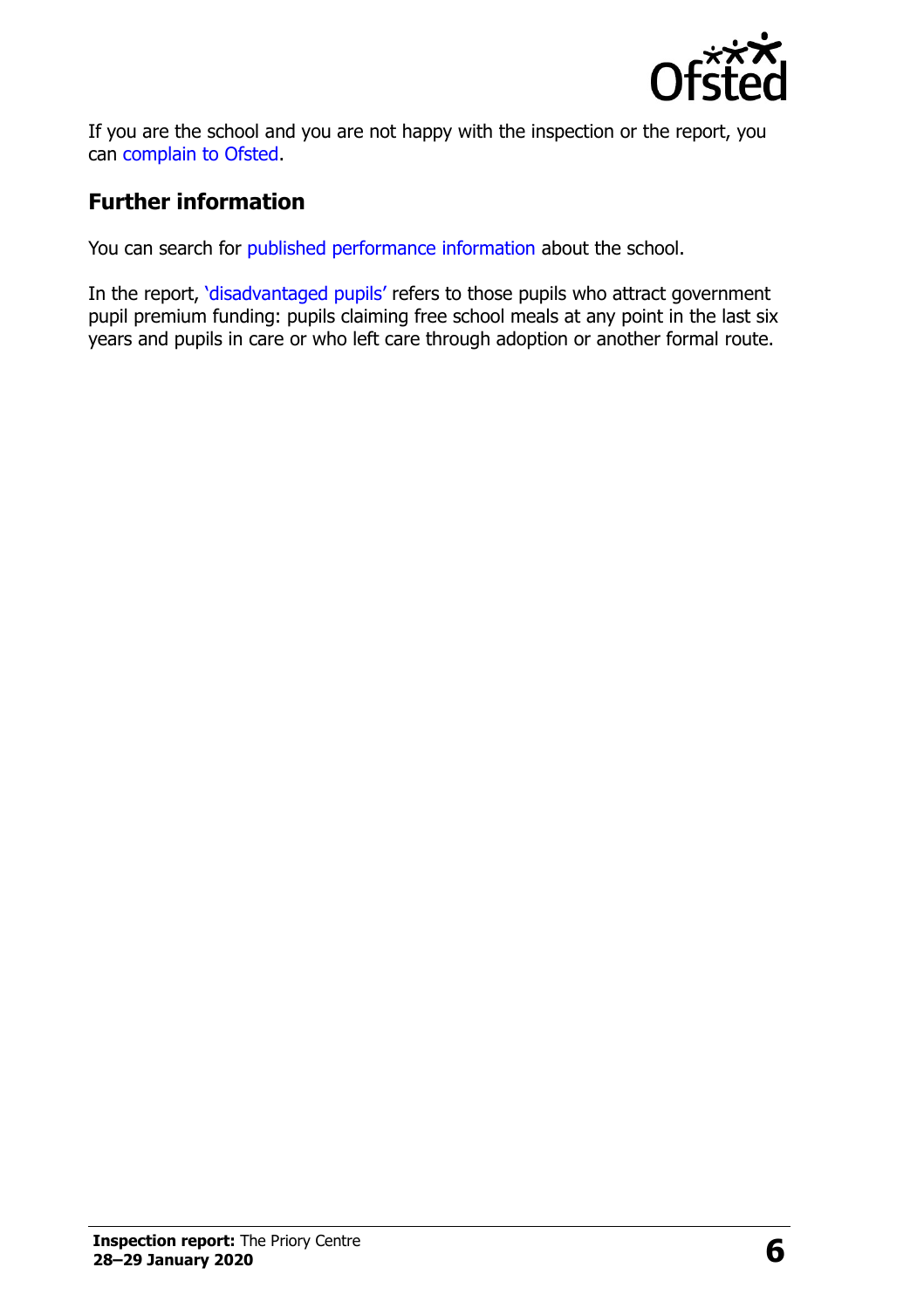If you are the school and you are not happy with the inspection or the report, you can complain to Ofsted.

## Further information

You can search for published performance information about the school.

In the report, 'disadvantaged pupils' refers to those pupils who attract government pupil premium funding: pupils claiming free school meals at any point in the last six years and pupils in care or who left care through adoption or another formal route.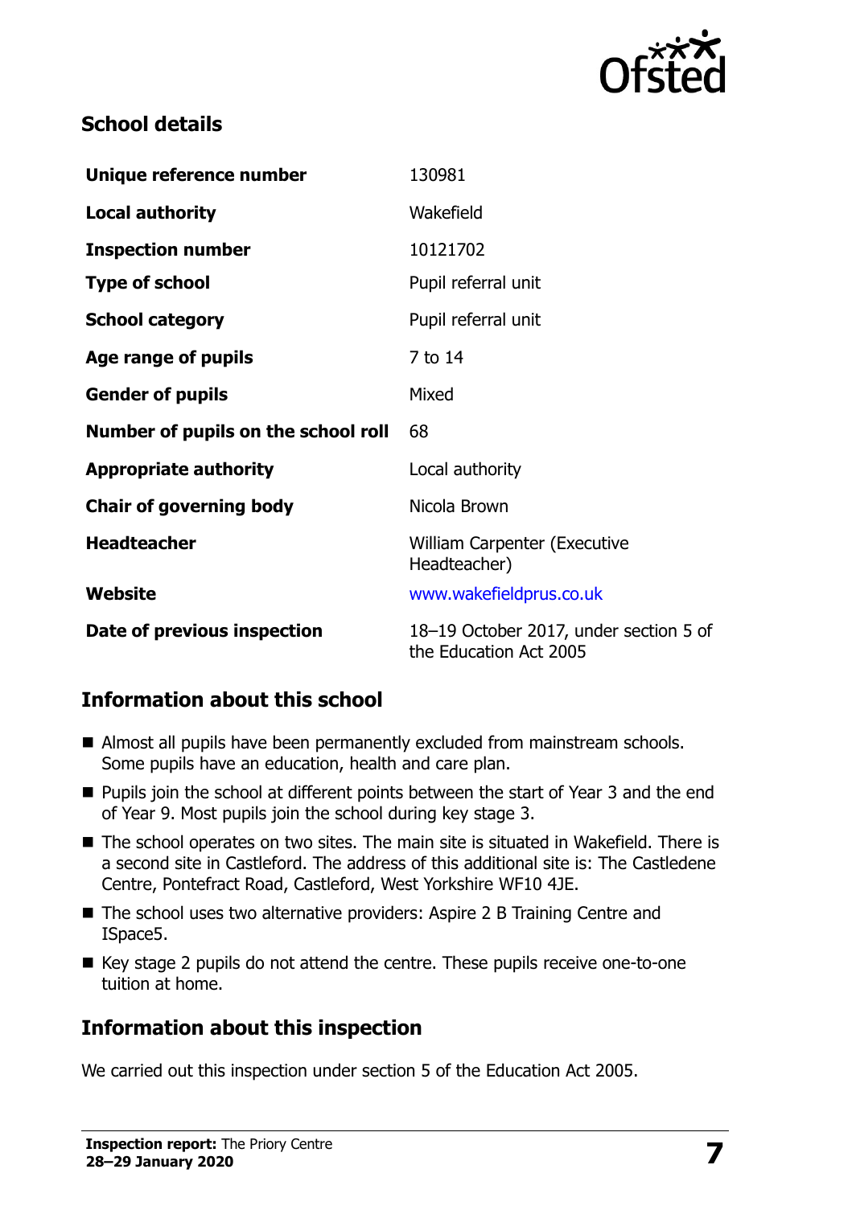## School details

| | |
|---|---|
| **Unique reference number** | 130981 |
| **Local authority** | Wakefield |
| **Inspection number** | 10121702 |
| **Type of school** | Pupil referral unit |
| **School category** | Pupil referral unit |
| **Age range of pupils** | 7 to 14 |
| **Gender of pupils** | Mixed |
| **Number of pupils on the school roll** | 68 |
| **Appropriate authority** | Local authority |
| **Chair of governing body** | Nicola Brown |
| **Headteacher** | William Carpenter (Executive Headteacher) |
| **Website** | www.wakefieldprus.co.uk |
| **Date of previous inspection** | 18–19 October 2017, under section 5 of the Education Act 2005 |

## Information about this school

- Almost all pupils have been permanently excluded from mainstream schools. Some pupils have an education, health and care plan.
- Pupils join the school at different points between the start of Year 3 and the end of Year 9. Most pupils join the school during key stage 3.
- The school operates on two sites. The main site is situated in Wakefield. There is a second site in Castleford. The address of this additional site is: The Castledene Centre, Pontefract Road, Castleford, West Yorkshire WF10 4JE.
- The school uses two alternative providers: Aspire 2 B Training Centre and ISpace5.
- Key stage 2 pupils do not attend the centre. These pupils receive one-to-one tuition at home.

## Information about this inspection

We carried out this inspection under section 5 of the Education Act 2005.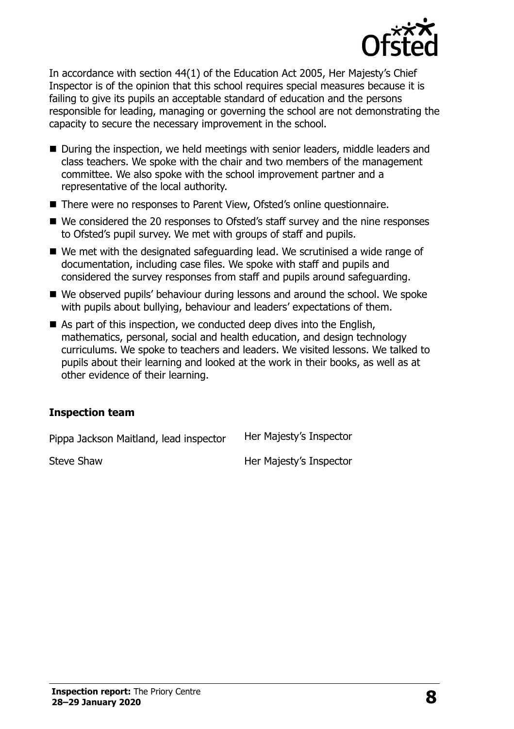In accordance with section 44(1) of the Education Act 2005, Her Majesty's Chief Inspector is of the opinion that this school requires special measures because it is failing to give its pupils an acceptable standard of education and the persons responsible for leading, managing or governing the school are not demonstrating the capacity to secure the necessary improvement in the school.

- During the inspection, we held meetings with senior leaders, middle leaders and class teachers. We spoke with the chair and two members of the management committee. We also spoke with the school improvement partner and a representative of the local authority.
- There were no responses to Parent View, Ofsted's online questionnaire.
- We considered the 20 responses to Ofsted's staff survey and the nine responses to Ofsted's pupil survey. We met with groups of staff and pupils.
- We met with the designated safeguarding lead. We scrutinised a wide range of documentation, including case files. We spoke with staff and pupils and considered the survey responses from staff and pupils around safeguarding.
- We observed pupils' behaviour during lessons and around the school. We spoke with pupils about bullying, behaviour and leaders' expectations of them.
- As part of this inspection, we conducted deep dives into the English, mathematics, personal, social and health education, and design technology curriculums. We spoke to teachers and leaders. We visited lessons. We talked to pupils about their learning and looked at the work in their books, as well as at other evidence of their learning.

### Inspection team

| | |
|---|---|
| Pippa Jackson Maitland, lead inspector | Her Majesty's Inspector |
| Steve Shaw | Her Majesty's Inspector |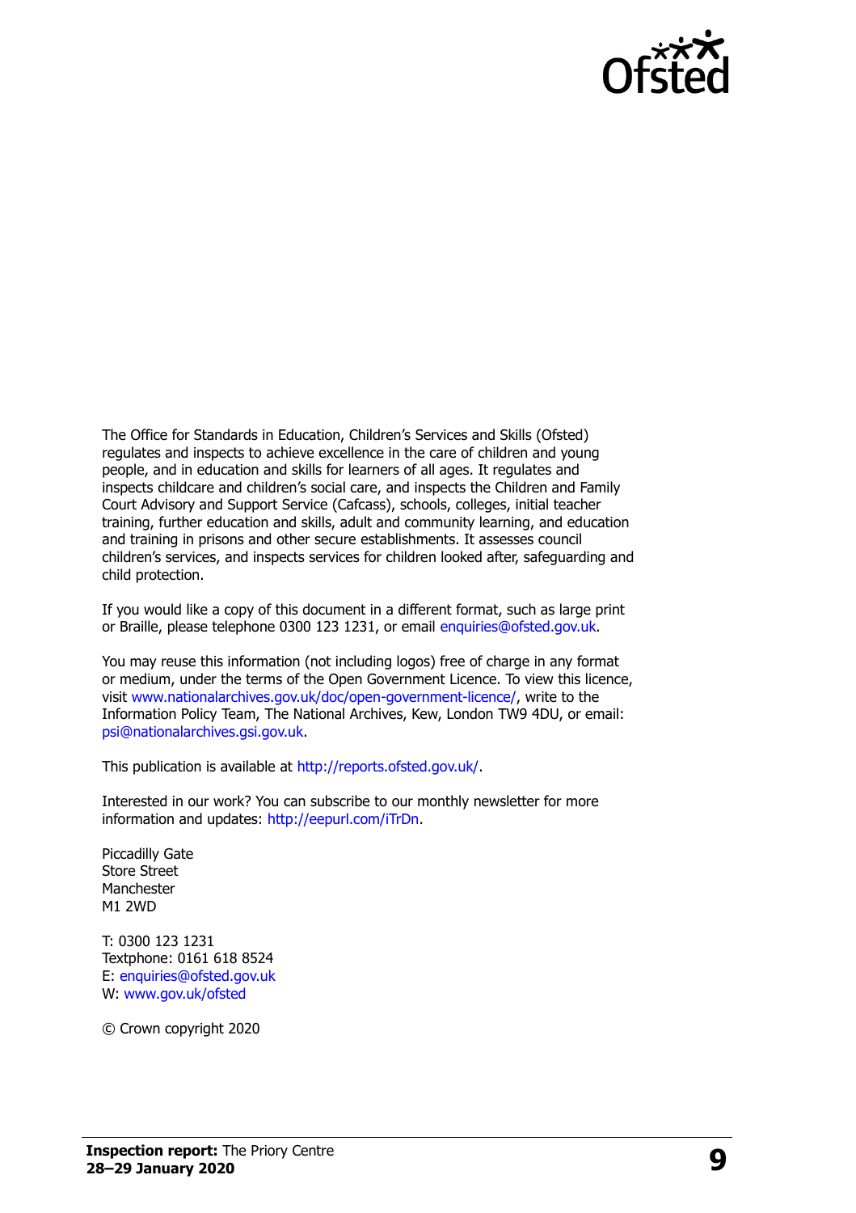The Office for Standards in Education, Children's Services and Skills (Ofsted) regulates and inspects to achieve excellence in the care of children and young people, and in education and skills for learners of all ages. It regulates and inspects childcare and children's social care, and inspects the Children and Family Court Advisory and Support Service (Cafcass), schools, colleges, initial teacher training, further education and skills, adult and community learning, and education and training in prisons and other secure establishments. It assesses council children's services, and inspects services for children looked after, safeguarding and child protection.

If you would like a copy of this document in a different format, such as large print or Braille, please telephone 0300 123 1231, or email enquiries@ofsted.gov.uk.

You may reuse this information (not including logos) free of charge in any format or medium, under the terms of the Open Government Licence. To view this licence, visit www.nationalarchives.gov.uk/doc/open-government-licence/, write to the Information Policy Team, The National Archives, Kew, London TW9 4DU, or email: psi@nationalarchives.gsi.gov.uk.

This publication is available at http://reports.ofsted.gov.uk/.

Interested in our work? You can subscribe to our monthly newsletter for more information and updates: http://eepurl.com/iTrDn.

Piccadilly Gate
Store Street
Manchester
M1 2WD

T: 0300 123 1231
Textphone: 0161 618 8524
E: enquiries@ofsted.gov.uk
W: www.gov.uk/ofsted

© Crown copyright 2020